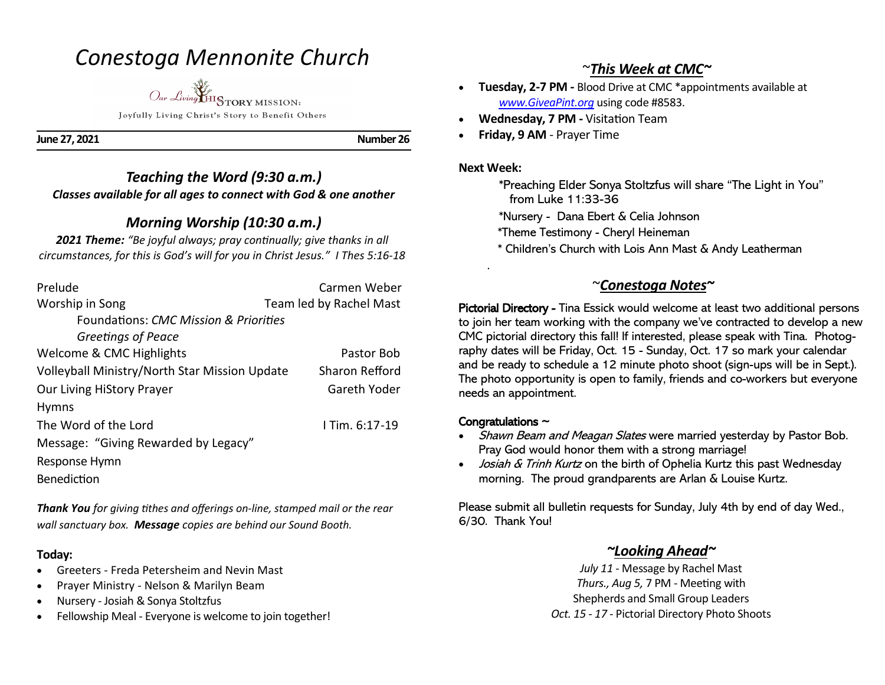# *Conestoga Mennonite Church*

Our Living HIStory MISSION:

Joyfully Living Christ's Story to Benefit Others

**June 27, 2021** **Number 26**

## *Teaching the Word (9:30 a.m.)*

***Classes available for all ages to connect with God & one another***

## *Morning Worship (10:30 a.m.)*

***2021 Theme:*** *"Be joyful always; pray continually; give thanks in all circumstances, for this is God's will for you in Christ Jesus." I Thes 5:16-18*

| | |
|---|---|
| Prelude | Carmen Weber |
| Worship in Song | Team led by Rachel Mast |
| Foundations: *CMC Mission & Priorities* | |
| *Greetings of Peace* | |
| Welcome & CMC Highlights | Pastor Bob |
| Volleyball Ministry/North Star Mission Update | Sharon Refford |
| Our Living HiStory Prayer | Gareth Yoder |
| Hymns | |
| The Word of the Lord | I Tim. 6:17-19 |
| Message: "Giving Rewarded by Legacy" | |
| Response Hymn | |
| Benediction | |

***Thank You*** *for giving tithes and offerings on-line, stamped mail or the rear wall sanctuary box.* ***Message*** *copies are behind our Sound Booth.*

**Today:**

- Greeters - Freda Petersheim and Nevin Mast
- Prayer Ministry - Nelson & Marilyn Beam
- Nursery - Josiah & Sonya Stoltzfus
- Fellowship Meal - Everyone is welcome to join together!

## *~This Week at CMC~*

- **Tuesday, 2-7 PM -** Blood Drive at CMC *appointments available at *www.GiveaPint.org* using code #8583.
- **Wednesday, 7 PM -** Visitation Team
- **Friday, 9 AM** - Prayer Time

**Next Week:**

*Preaching Elder Sonya Stoltzfus will share "The Light in You" from Luke 11:33-36

*Nursery - Dana Ebert & Celia Johnson

*Theme Testimony - Cheryl Heineman

* Children's Church with Lois Ann Mast & Andy Leatherman

## *~Conestoga Notes~*

**Pictorial Directory -** Tina Essick would welcome at least two additional persons to join her team working with the company we've contracted to develop a new CMC pictorial directory this fall! If interested, please speak with Tina. Photography dates will be Friday, Oct. 15 - Sunday, Oct. 17 so mark your calendar and be ready to schedule a 12 minute photo shoot (sign-ups will be in Sept.). The photo opportunity is open to family, friends and co-workers but everyone needs an appointment.

**Congratulations ~**

- *Shawn Beam and Meagan Slates* were married yesterday by Pastor Bob. Pray God would honor them with a strong marriage!
- *Josiah & Trinh Kurtz* on the birth of Ophelia Kurtz this past Wednesday morning. The proud grandparents are Arlan & Louise Kurtz.

Please submit all bulletin requests for Sunday, July 4th by end of day Wed., 6/30. Thank You!

## *~Looking Ahead~*

*July 11* - Message by Rachel Mast

*Thurs., Aug 5,* 7 PM - Meeting with Shepherds and Small Group Leaders

*Oct. 15 - 17* - Pictorial Directory Photo Shoots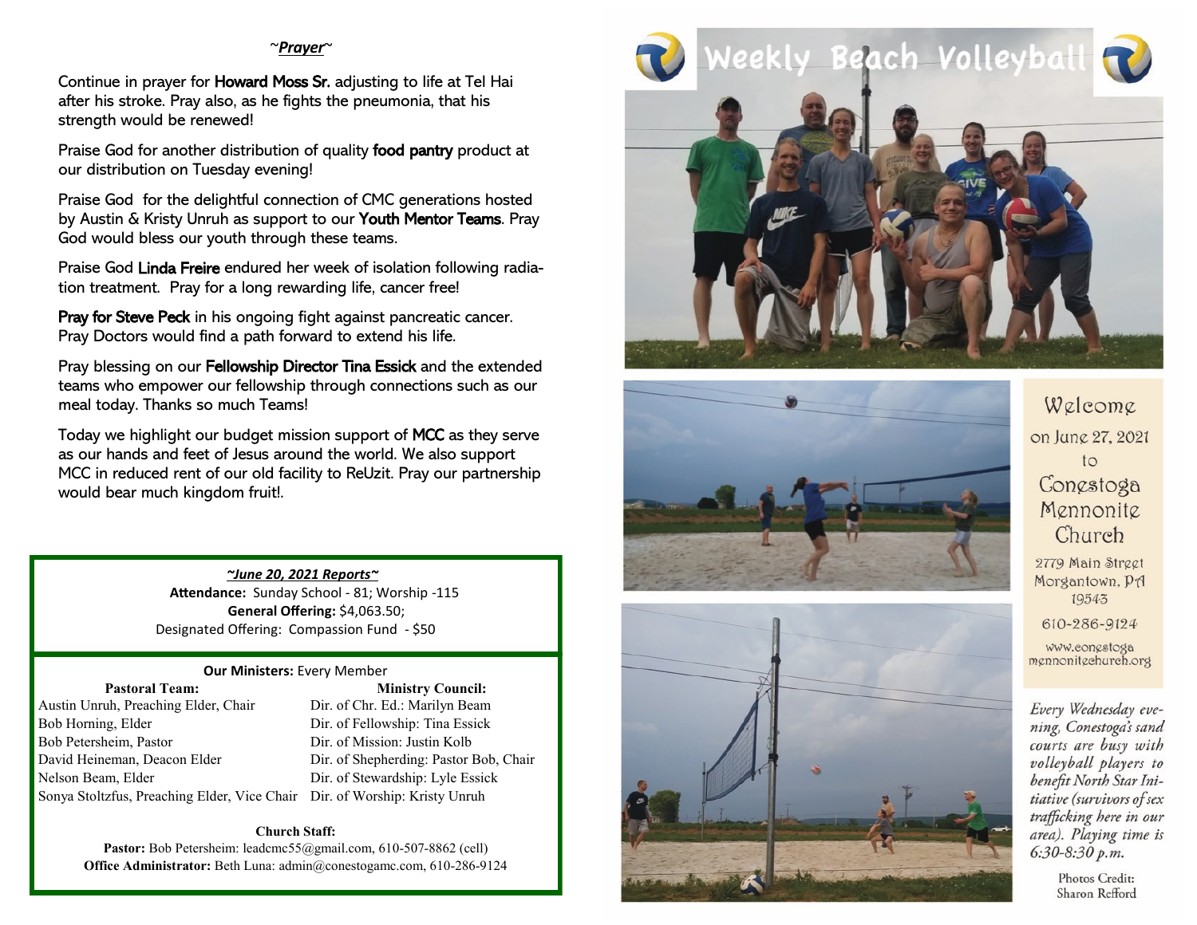## ~*Prayer*~

Continue in prayer for **Howard Moss Sr.** adjusting to life at Tel Hai after his stroke. Pray also, as he fights the pneumonia, that his strength would be renewed!

Praise God for another distribution of quality **food pantry** product at our distribution on Tuesday evening!

Praise God for the delightful connection of CMC generations hosted by Austin & Kristy Unruh as support to our **Youth Mentor Teams**. Pray God would bless our youth through these teams.

Praise God **Linda Freire** endured her week of isolation following radiation treatment. Pray for a long rewarding life, cancer free!

**Pray for Steve Peck** in his ongoing fight against pancreatic cancer. Pray Doctors would find a path forward to extend his life.

Pray blessing on our **Fellowship Director Tina Essick** and the extended teams who empower our fellowship through connections such as our meal today. Thanks so much Teams!

Today we highlight our budget mission support of **MCC** as they serve as our hands and feet of Jesus around the world. We also support MCC in reduced rent of our old facility to ReUzit. Pray our partnership would bear much kingdom fruit!.

***~June 20, 2021 Reports~***

**Attendance:** Sunday School - 81; Worship -115
**General Offering:** $4,063.50;
Designated Offering: Compassion Fund - $50

**Our Ministers:** Every Member

| Pastoral Team: | Ministry Council: |
|---|---|
| Austin Unruh, Preaching Elder, Chair | Dir. of Chr. Ed.: Marilyn Beam |
| Bob Horning, Elder | Dir. of Fellowship: Tina Essick |
| Bob Petersheim, Pastor | Dir. of Mission: Justin Kolb |
| David Heineman, Deacon Elder | Dir. of Shepherding: Pastor Bob, Chair |
| Nelson Beam, Elder | Dir. of Stewardship: Lyle Essick |
| Sonya Stoltzfus, Preaching Elder, Vice Chair | Dir. of Worship: Kristy Unruh |

**Church Staff:**
**Pastor:** Bob Petersheim: leadcmc55@gmail.com, 610-507-8862 (cell)
**Office Administrator:** Beth Luna: admin@conestogamc.com, 610-286-9124

## Weekly Beach Volleyball

Welcome
on June 27, 2021
to
Conestoga Mennonite Church

2779 Main Street
Morgantown, PA
19543

610-286-9124

www.conestoga mennonitechurch.org

*Every Wednesday evening, Conestoga's sand courts are busy with volleyball players to benefit North Star Initiative (survivors of sex trafficking here in our area). Playing time is 6:30-8:30 p.m.*

Photos Credit:
Sharon Refford